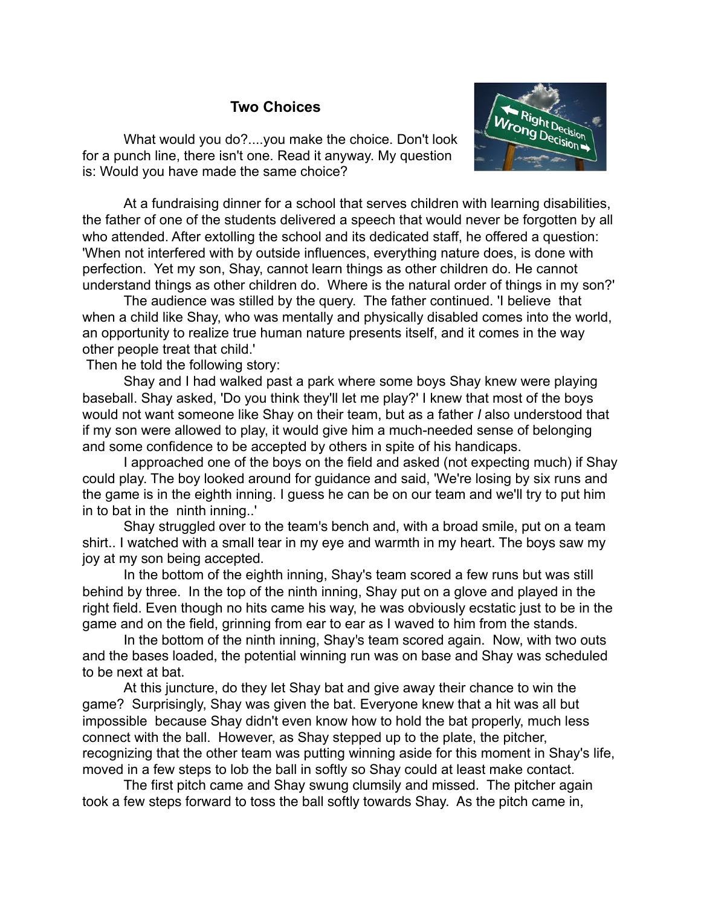## Two Choices

What would you do?....you make the choice. Don't look for a punch line, there isn't one. Read it anyway. My question is: Would you have made the same choice?

At a fundraising dinner for a school that serves children with learning disabilities, the father of one of the students delivered a speech that would never be forgotten by all who attended. After extolling the school and its dedicated staff, he offered a question: 'When not interfered with by outside influences, everything nature does, is done with perfection. Yet my son, Shay, cannot learn things as other children do. He cannot understand things as other children do. Where is the natural order of things in my son?'

The audience was stilled by the query. The father continued. 'I believe that when a child like Shay, who was mentally and physically disabled comes into the world, an opportunity to realize true human nature presents itself, and it comes in the way other people treat that child.'

Then he told the following story:

Shay and I had walked past a park where some boys Shay knew were playing baseball. Shay asked, 'Do you think they'll let me play?' I knew that most of the boys would not want someone like Shay on their team, but as a father *I* also understood that if my son were allowed to play, it would give him a much-needed sense of belonging and some confidence to be accepted by others in spite of his handicaps.

I approached one of the boys on the field and asked (not expecting much) if Shay could play. The boy looked around for guidance and said, 'We're losing by six runs and the game is in the eighth inning. I guess he can be on our team and we'll try to put him in to bat in the ninth inning..'

Shay struggled over to the team's bench and, with a broad smile, put on a team shirt.. I watched with a small tear in my eye and warmth in my heart. The boys saw my joy at my son being accepted.

In the bottom of the eighth inning, Shay's team scored a few runs but was still behind by three. In the top of the ninth inning, Shay put on a glove and played in the right field. Even though no hits came his way, he was obviously ecstatic just to be in the game and on the field, grinning from ear to ear as I waved to him from the stands.

In the bottom of the ninth inning, Shay's team scored again. Now, with two outs and the bases loaded, the potential winning run was on base and Shay was scheduled to be next at bat.

At this juncture, do they let Shay bat and give away their chance to win the game? Surprisingly, Shay was given the bat. Everyone knew that a hit was all but impossible because Shay didn't even know how to hold the bat properly, much less connect with the ball. However, as Shay stepped up to the plate, the pitcher, recognizing that the other team was putting winning aside for this moment in Shay's life, moved in a few steps to lob the ball in softly so Shay could at least make contact.

The first pitch came and Shay swung clumsily and missed. The pitcher again took a few steps forward to toss the ball softly towards Shay. As the pitch came in,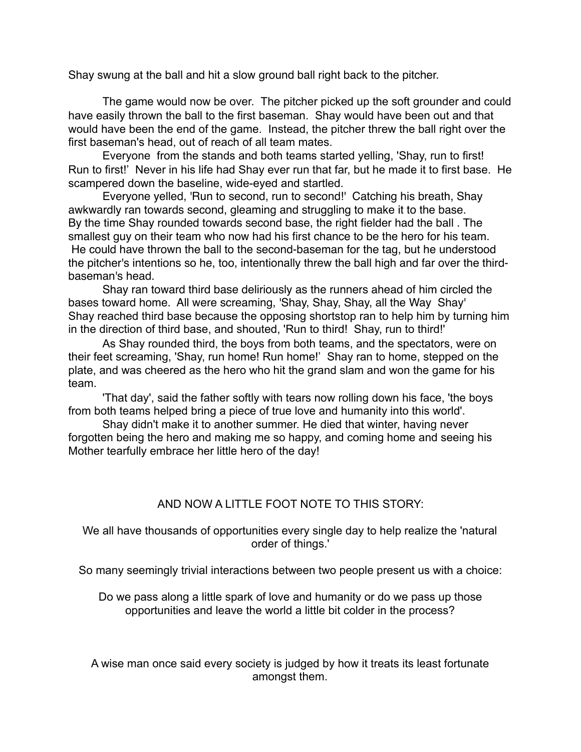Shay swung at the ball and hit a slow ground ball right back to the pitcher.

The game would now be over. The pitcher picked up the soft grounder and could have easily thrown the ball to the first baseman. Shay would have been out and that would have been the end of the game. Instead, the pitcher threw the ball right over the first baseman's head, out of reach of all team mates.

Everyone from the stands and both teams started yelling, 'Shay, run to first! Run to first!' Never in his life had Shay ever run that far, but he made it to first base. He scampered down the baseline, wide-eyed and startled.

Everyone yelled, 'Run to second, run to second!' Catching his breath, Shay awkwardly ran towards second, gleaming and struggling to make it to the base. By the time Shay rounded towards second base, the right fielder had the ball . The smallest guy on their team who now had his first chance to be the hero for his team. He could have thrown the ball to the second-baseman for the tag, but he understood the pitcher's intentions so he, too, intentionally threw the ball high and far over the third-baseman's head.

Shay ran toward third base deliriously as the runners ahead of him circled the bases toward home. All were screaming, 'Shay, Shay, Shay, all the Way Shay' Shay reached third base because the opposing shortstop ran to help him by turning him in the direction of third base, and shouted, 'Run to third! Shay, run to third!'

As Shay rounded third, the boys from both teams, and the spectators, were on their feet screaming, 'Shay, run home! Run home!' Shay ran to home, stepped on the plate, and was cheered as the hero who hit the grand slam and won the game for his team.

'That day', said the father softly with tears now rolling down his face, 'the boys from both teams helped bring a piece of true love and humanity into this world'.

Shay didn't make it to another summer. He died that winter, having never forgotten being the hero and making me so happy, and coming home and seeing his Mother tearfully embrace her little hero of the day!

AND NOW A LITTLE FOOT NOTE TO THIS STORY:

We all have thousands of opportunities every single day to help realize the 'natural order of things.'

So many seemingly trivial interactions between two people present us with a choice:

Do we pass along a little spark of love and humanity or do we pass up those opportunities and leave the world a little bit colder in the process?

A wise man once said every society is judged by how it treats its least fortunate amongst them.